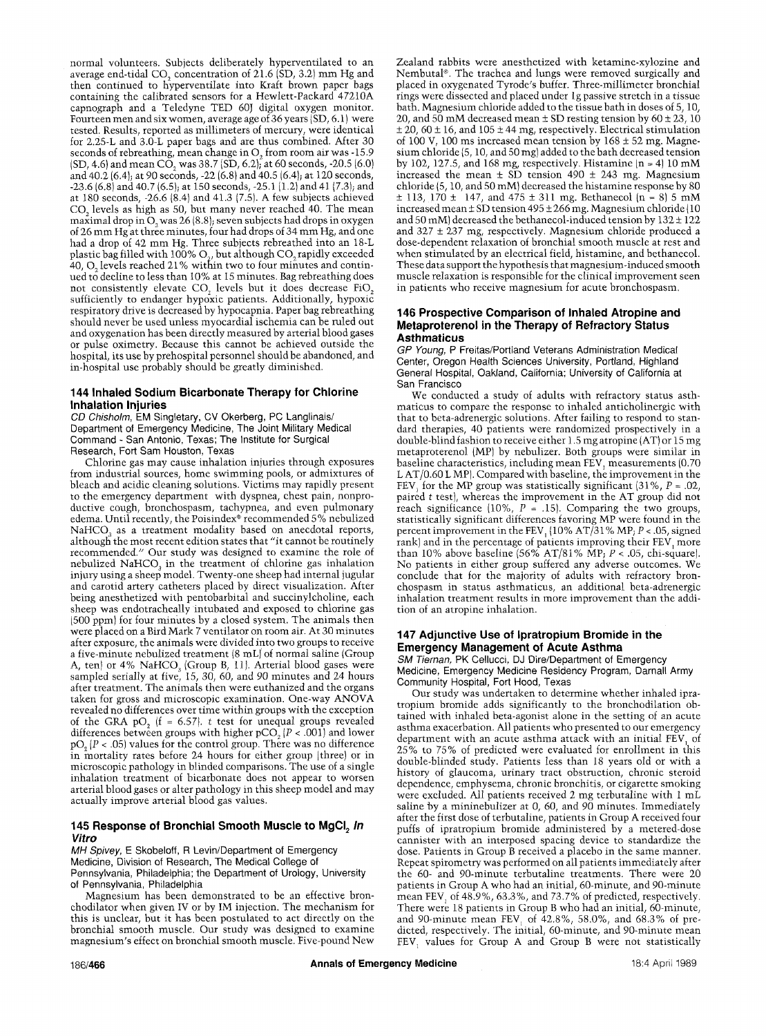normal volunteers. Subjects deliberately hyperventilated to an average end-tidal $CO_2$ concentration of 21.6 (SD, 3.2) mm Hg and then continued to hyperventilate into Kraft brown paper bags containing the calibrated sensors for a Hewlett-Packard 47210A capnograph and a Teledyne TED 60J digital oxygen monitor. Fourteen men and six women, average age of 36 years (SD, 6.1) were tested. Results, reported as millimeters of mercury, were identical for 2.25-L and 3.0-L paper bags and are thus combined. After 30 seconds of rebreathing, mean change in $O_2$ from room air was -15.9 (SD, 4.6) and mean $CO_2$ was 38.7 (SD, 6.2); at 60 seconds, -20.5 (6.0) and 40.2 (6.4); at 90 seconds, -22 (6.8) and 40.5 (6.4); at 120 seconds, -23.6 (6.8) and 40.7 (6.5); at 150 seconds, -25.1 (1.2) and 41 (7.3); and at 180 seconds, -26.6 (8.4) and 41.3 (7.5). A few subjects achieved $CO_2$ levels as high as 50, but many never reached 40. The mean maximal drop in $O_2$ was 26 (8.8); seven subjects had drops in oxygen of 26 mm Hg at three minutes, four had drops of 34 mm Hg, and one had a drop of 42 mm Hg. Three subjects rebreathed into an 18-L plastic bag filled with 100% $O_2$, but although $CO_2$ rapidly exceeded 40, $O_2$ levels reached 21% within two to four minutes and continued to decline to less than 10% at 15 minutes. Bag rebreathing does not consistently elevate $CO_2$ levels but it does decrease $FiO_2$ sufficiently to endanger hypoxic patients. Additionally, hypoxic respiratory drive is decreased by hypocapnia. Paper bag rebreathing should never be used unless myocardial ischemia can be ruled out and oxygenation has been directly measured by arterial blood gases or pulse oximetry. Because this cannot be achieved outside the hospital, its use by prehospital personnel should be abandoned, and in-hospital use probably should be greatly diminished.

### 144 Inhaled Sodium Bicarbonate Therapy for Chlorine Inhalation Injuries

*CD Chisholm, EM Singletary, CV Okerberg, PC Langlinais/Department of Emergency Medicine, The Joint Military Medical Command - San Antonio, Texas; The Institute for Surgical Research, Fort Sam Houston, Texas*

Chlorine gas may cause inhalation injuries through exposures from industrial sources, home swimming pools, or admixtures of bleach and acidic cleaning solutions. Victims may rapidly present to the emergency department with dyspnea, chest pain, nonproductive cough, bronchospasm, tachypnea, and even pulmonary edema. Until recently, the Poisindex® recommended 5% nebulized $NaHCO_3$ as a treatment modality based on anecdotal reports, although the most recent edition states that "it cannot be routinely recommended." Our study was designed to examine the role of nebulized $NaHCO_3$ in the treatment of chlorine gas inhalation injury using a sheep model. Twenty-one sheep had internal jugular and carotid artery catheters placed by direct visualization. After being anesthetized with pentobarbital and succinylcholine, each sheep was endotracheally intubated and exposed to chlorine gas (500 ppm) for four minutes by a closed system. The animals then were placed on a Bird Mark 7 ventilator on room air. At 30 minutes after exposure, the animals were divided into two groups to receive a five-minute nebulized treatment (8 mL) of normal saline (Group A, ten) or 4% $NaHCO_3$ (Group B, 11). Arterial blood gases were sampled serially at five, 15, 30, 60, and 90 minutes and 24 hours after treatment. The animals then were euthanized and the organs taken for gross and microscopic examination. One-way ANOVA revealed no differences over time within groups with the exception of the GRA $pO_2$ ($f = 6.57$). $t$ test for unequal groups revealed differences between groups with higher $pCO_2$ ($P < .001$) and lower $pO_2$ ($P < .05$) values for the control group. There was no difference in mortality rates before 24 hours for either group (three) or in microscopic pathology in blinded comparisons. The use of a single inhalation treatment of bicarbonate does not appear to worsen arterial blood gases or alter pathology in this sheep model and may actually improve arterial blood gas values.

### 145 Response of Bronchial Smooth Muscle to $MgCl_2$ *In Vitro*

*MH Spivey, E Skobeloff, R Levin/Department of Emergency Medicine, Division of Research, The Medical College of Pennsylvania, Philadelphia; the Department of Urology, University of Pennsylvania, Philadelphia*

Magnesium has been demonstrated to be an effective bronchodilator when given IV or by IM injection. The mechanism for this is unclear, but it has been postulated to act directly on the bronchial smooth muscle. Our study was designed to examine magnesium's effect on bronchial smooth muscle. Five-pound New Zealand rabbits were anesthetized with ketamine-xylozine and Nembutal®. The trachea and lungs were removed surgically and placed in oxygenated Tyrode's buffer. Three-millimeter bronchial rings were dissected and placed under 1g passive stretch in a tissue bath. Magnesium chloride added to the tissue bath in doses of 5, 10, 20, and 50 mM decreased mean ± SD resting tension by 60 ± 23, 10 ± 20, 60 ± 16, and 105 ± 44 mg, respectively. Electrical stimulation of 100 V, 100 ms increased mean tension by 168 ± 52 mg. Magnesium chloride (5, 10, and 50 mg) added to the bath decreased tension by 102, 127.5, and 168 mg, respectively. Histamine (n = 4) 10 mM increased the mean ± SD tension 490 ± 243 mg. Magnesium chloride (5, 10, and 50 mM) decreased the histamine response by 80 ± 113, 170 ± 147, and 475 ± 311 mg. Bethanecol (n = 8) 5 mM increased mean ± SD tension 495 ± 266 mg. Magnesium chloride (10 and 50 mM) decreased the bethanecol-induced tension by 132 ± 122 and 327 ± 237 mg, respectively. Magnesium chloride produced a dose-dependent relaxation of bronchial smooth muscle at rest and when stimulated by an electrical field, histamine, and bethanecol. These data support the hypothesis that magnesium-induced smooth muscle relaxation is responsible for the clinical improvement seen in patients who receive magnesium for acute bronchospasm.

### 146 Prospective Comparison of Inhaled Atropine and Metaproterenol in the Therapy of Refractory Status Asthmaticus

*GP Young, P Freitas/Portland Veterans Administration Medical Center, Oregon Health Sciences University, Portland, Highland General Hospital, Oakland, California; University of California at San Francisco*

We conducted a study of adults with refractory status asthmaticus to compare the response to inhaled anticholinergic with that to beta-adrenergic solutions. After failing to respond to standard therapies, 40 patients were randomized prospectively in a double-blind fashion to receive either 1.5 mg atropine (AT) or 15 mg metaproterenol (MP) by nebulizer. Both groups were similar in baseline characteristics, including mean $FEV_1$ measurements (0.70 L AT/0.60 L MP). Compared with baseline, the improvement in the $FEV_1$ for the MP group was statistically significant (31%, $P = .02$, paired $t$ test), whereas the improvement in the AT group did not reach significance (10%, $P = .15$). Comparing the two groups, statistically significant differences favoring MP were found in the percent improvement in the $FEV_1$ (10% AT/31% MP; $P < .05$, signed rank) and in the percentage of patients improving their $FEV_1$ more than 10% above baseline (56% AT/81% MP; $P < .05$, chi-square). No patients in either group suffered any adverse outcomes. We conclude that for the majority of adults with refractory bronchospasm in status asthmaticus, an additional beta-adrenergic inhalation treatment results in more improvement than the addition of an atropine inhalation.

### 147 Adjunctive Use of Ipratropium Bromide in the Emergency Management of Acute Asthma

*SM Tiernan, PK Cellucci, DJ Dire/Department of Emergency Medicine, Emergency Medicine Residency Program, Darnall Army Community Hospital, Fort Hood, Texas*

Our study was undertaken to determine whether inhaled ipratropium bromide adds significantly to the bronchodilation obtained with inhaled beta-agonist alone in the setting of an acute asthma exacerbation. All patients who presented to our emergency department with an acute asthma attack with an initial $FEV_1$ of 25% to 75% of predicted were evaluated for enrollment in this double-blinded study. Patients less than 18 years old or with a history of glaucoma, urinary tract obstruction, chronic steroid dependence, emphysema, chronic bronchitis, or cigarette smoking were excluded. All patients received 2 mg terbutaline with 1 mL saline by a mininebulizer at 0, 60, and 90 minutes. Immediately after the first dose of terbutaline, patients in Group A received four puffs of ipratropium bromide administered by a metered-dose cannister with an interposed spacing device to standardize the dose. Patients in Group B received a placebo in the same manner. Repeat spirometry was performed on all patients immediately after the 60- and 90-minute terbutaline treatments. There were 20 patients in Group A who had an initial, 60-minute, and 90-minute mean $FEV_1$ of 48.9%, 63.3%, and 73.7% of predicted, respectively. There were 18 patients in Group B who had an initial, 60-minute, and 90-minute mean $FEV_1$ of 42.8%, 58.0%, and 68.3% of predicted, respectively. The initial, 60-minute, and 90-minute mean $FEV_1$ values for Group A and Group B were not statistically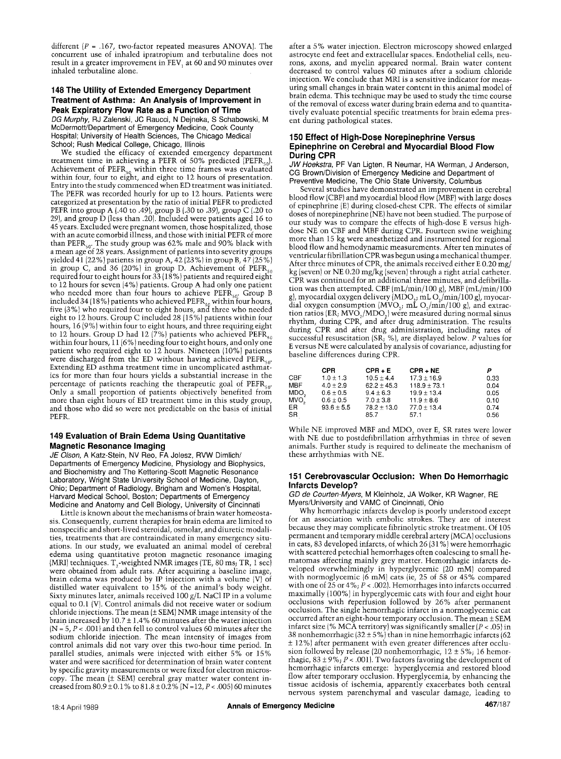different ($P$ = .167, two-factor repeated measures ANOVA). The concurrent use of inhaled ipratropium and terbutaline does not result in a greater improvement in $FEV_1$ at 60 and 90 minutes over inhaled terbutaline alone.

## 148 The Utility of Extended Emergency Department Treatment of Asthma: An Analysis of Improvement in Peak Expiratory Flow Rate as a Function of Time

*DG Murphy, RJ Zalenski, JC Raucci, N Dejneka, S Schabowski, M McDermott/Department of Emergency Medicine, Cook County Hospital; University of Health Sciences, The Chicago Medical School; Rush Medical College, Chicago, Illinois*

We studied the efficacy of extended emergency department treatment time in achieving a PEFR of 50% predicted ($PEFR_{50}$). Achievement of $PEFR_{50}$ within three time frames was evaluated within four, four to eight, and eight to 12 hours of presentation. Entry into the study commenced when ED treatment was initiated. The PEFR was recorded hourly for up to 12 hours. Patients were categorized at presentation by the ratio of initial PEFR to predicted PEFR into group A (.40 to .49), group B (.30 to .39), group C (.20 to 29), and group D (less than .20). Included were patients aged 16 to 45 years. Excluded were pregnant women, those hospitalized, those with an acute comorbid illness, and those with initial PEFR of more than $PEFR_{50}$. The study group was 62% male and 90% black with a mean age of 28 years. Assignment of patients into severity groups yielded 41 (22%) patients in group A, 42 (23%) in group B, 47 (25%) in group C, and 36 (20%) in group D. Achievement of $PEFR_{50}$ required four to eight hours for 33 (18%) patients and required eight to 12 hours for seven (4%) patients. Group A had only one patient who needed more than four hours to achieve $PEFR_{50}$. Group B included 34 (18%) patients who achieved $PEFR_{50}$ within four hours, five (3%) who required four to eight hours, and three who needed eight to 12 hours. Group C included 28 (15%) patients within four hours, 16 (9%) within four to eight hours, and three requiring eight to 12 hours. Group D had 12 (7%) patients who achieved $PEFR_{50}$ within four hours, 11 (6%) needing four to eight hours, and only one patient who required eight to 12 hours. Nineteen (10%) patients were discharged from the ED without having achieved $PEFR_{50}$. Extending ED asthma treatment time in uncomplicated asthmatics for more than four hours yields a substantial increase in the percentage of patients reaching the therapeutic goal of $PEFR_{50}$. Only a small proportion of patients objectively benefited from more than eight hours of ED treatment time in this study group, and those who did so were not predictable on the basis of initial PEFR.

## 149 Evaluation of Brain Edema Using Quantitative Magnetic Resonance Imaging

*JE Olson, A Katz-Stein, NV Reo, FA Jolesz, RVW Dimlich/ Departments of Emergency Medicine, Physiology and Biophysics, and Biochemistry and The Kettering-Scott Magnetic Resonance Laboratory, Wright State University School of Medicine, Dayton, Ohio; Department of Radiology, Brigham and Women's Hospital, Harvard Medical School, Boston; Departments of Emergency Medicine and Anatomy and Cell Biology, University of Cincinnati*

Little is known about the mechanisms of brain water homeostasis. Consequently, current therapies for brain edema are limited to nonspecific and short-lived steroidal, osmolar, and diuretic modalities, treatments that are contraindicated in many emergency situations. In our study, we evaluated an animal model of cerebral edema using quantitative proton magnetic resonance imaging (MRI) techniques. $T_2$-weighted NMR images (TE, 80 ms; TR, 1 sec) were obtained from adult rats. After acquiring a baseline image, brain edema was produced by IP injection with a volume (V) of distilled water equivalent to 15% of the animal's body weight. Sixty minutes later, animals received 100 g/L NaCl IP in a volume equal to 0.1 (V). Control animals did not receive water or sodium chloride injections. The mean (± SEM) NMR image intensity of the brain increased by 10.7 ± 1.4% 60 minutes after the water injection (N = 5, $P$ < .001) and then fell to control values 60 minutes after the sodium chloride injection. The mean intensity of images from control animals did not vary over this two-hour time period. In parallel studies, animals were injected with either 5% or 15% water and were sacrificed for determination of brain water content by specific gravity measurements or were fixed for electron microscopy. The mean (± SEM) cerebral gray matter water content increased from 80.9 ± 0.1% to 81.8 ± 0.2% (N = 12, $P$ < .005) 60 minutes after a 5% water injection. Electron microscopy showed enlarged astrocyte end feet and extracellular spaces. Endothelial cells, neurons, axons, and myelin appeared normal. Brain water content decreased to control values 60 minutes after a sodium chloride injection. We conclude that MRI is a sensitive indicator for measuring small changes in brain water content in this animal model of brain edema. This technique may be used to study the time course of the removal of excess water during brain edema and to quantitatively evaluate potential specific treatments for brain edema present during pathological states.

## 150 Effect of High-Dose Norepinephrine Versus Epinephrine on Cerebral and Myocardial Blood Flow During CPR

*JW Hoekstra, PF Van Ligten, R Neumar, HA Werman, J Anderson, CG Brown/Division of Emergency Medicine and Department of Preventive Medicine, The Ohio State University, Columbus*

Several studies have demonstrated an improvement in cerebral blood flow (CBF) and myocardial blood flow (MBF) with large doses of epinephrine (E) during closed-chest CPR. The effects of similar doses of norepinephrine (NE) have not been studied. The purpose of our study was to compare the effects of high-dose E versus high-dose NE on CBF and MBF during CPR. Fourteen swine weighing more than 15 kg were anesthetized and instrumented for regional blood flow and hemodynamic measurements. After ten minutes of ventricular fibrillation CPR was begun using a mechanical thumper. After three minutes of CPR, the animals received either E 0.20 mg/kg (seven) or NE 0.20 mg/kg (seven) through a right atrial catheter. CPR was continued for an additional three minutes, and defibrillation was then attempted. CBF (mL/min/100 g), MBF (mL/min/100 g), myocardial oxygen delivery ($MDO_2$; mL $O_2$/min/100 g), myocardial oxygen consumption ($MVO_2$; mL $O_2$/min/100 g), and extraction ratios (ER; $MVO_2/MDO_2$) were measured during normal sinus rhythm, during CPR, and after drug administration. The results during CPR and after drug administration, including rates of successful resuscitation (SR; %), are displayed below. $P$ values for E versus NE were calculated by analysis of covariance, adjusting for baseline differences during CPR.

| | CPR | CPR + E | CPR + NE | P |
|---|---|---|---|---|
| CBF | 1.0 ± 1.3 | 10.5 ± 4.4 | 17.3 ± 16.9 | 0.33 |
| MBF | 4.0 ± 2.9 | 62.2 ± 45.3 | 118.9 ± 73.1 | 0.04 |
| $MDO_2$ | 0.6 ± 0.5 | 9.4 ± 6.3 | 19.9 ± 13.4 | 0.05 |
| $MVO_2$ | 0.6 ± 0.5 | 7.0 ± 3.8 | 11.9 ± 8.6 | 0.10 |
| ER | 93.6 ± 5.5 | 78.2 ± 13.0 | 77.0 ± 13.4 | 0.74 |
| SR | | 85.7 | 57.1 | 0.56 |

While NE improved MBF and $MDO_2$ over E, SR rates were lower with NE due to postdefibrillation arrhythmias in three of seven animals. Further study is required to delineate the mechanism of these arrhythmias with NE.

## 151 Cerebrovascular Occlusion: When Do Hemorrhagic Infarcts Develop?

*GD de Courten-Myers, M Kleinholz, JA Wolker, KR Wagner, RE Myers/University and VAMC of Cincinnati, Ohio*

Why hemorrhagic infarcts develop is poorly understood except for an association with embolic strokes. They are of interest because they may complicate fibrinolytic stroke treatment. Of 105 permanent and temporary middle cerebral artery (MCA) occlusions in cats, 83 developed infarcts, of which 26 (31%) were hemorrhagic with scattered petechial hemorrhages often coalescing to small hematomas affecting mainly grey matter. Hemorrhagic infarcts developed overwhelmingly in hyperglycemic (20 mM) compared with normoglycemic (6 mM) cats (ie, 25 of 58 or 45% compared with one of 25 or 4%; $P$ < .002). Hemorrhages into infarcts occurred maximally (100%) in hyperglycemic cats with four and eight hour occlusions with reperfusion followed by 26% after permanent occlusion. The single hemorrhagic infarct in a normoglycemic cat occurred after an eight-hour temporary occlusion. The mean ± SEM infarct size (% MCA territory) was significantly smaller ($P$ < .05) in 38 nonhemorrhagic (32 ± 5%) than in nine hemorrhagic infarcts (62 ± 12%) after permanent with even greater differences after occlusion followed by release (20 nonhemorrhagic, 12 ± 5%; 16 hemorrhagic, 83 ± 9%; $P$ < .001). Two factors favoring the development of hemorrhagic infarcts emerge: hyperglycemia and restored blood flow after temporary occlusion. Hyperglycemia, by enhancing the tissue acidosis of ischemia, apparently exacerbates both central nervous system parenchymal and vascular damage, leading to